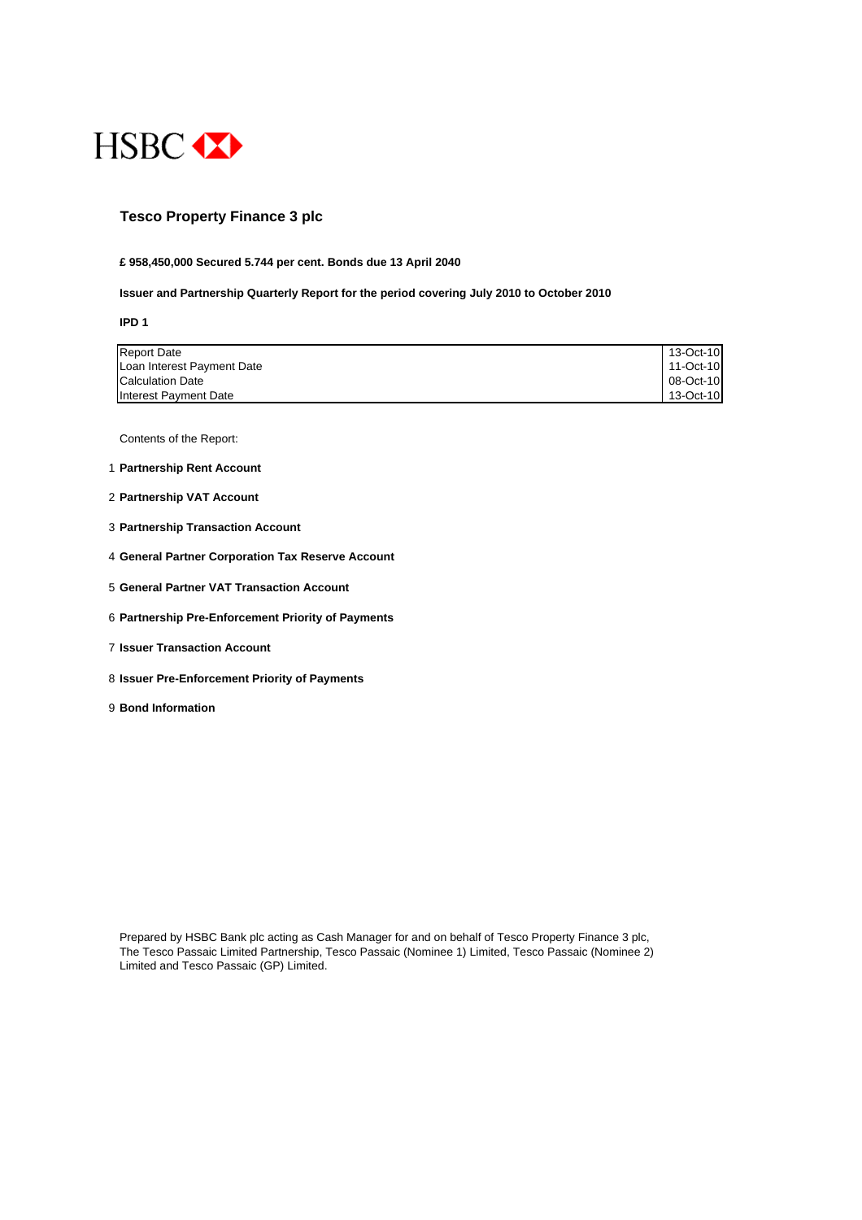HSBC

# Tesco Property Finance 3 plc

**£ 958,450,000 Secured 5.744 per cent. Bonds due 13 April 2040**

**Issuer and Partnership Quarterly Report for the period covering July 2010 to October 2010**

**IPD 1**

| | |
|---|---|
| Report Date | 13-Oct-10 |
| Loan Interest Payment Date | 11-Oct-10 |
| Calculation Date | 08-Oct-10 |
| Interest Payment Date | 13-Oct-10 |

Contents of the Report:

1. **Partnership Rent Account**
2. **Partnership VAT Account**
3. **Partnership Transaction Account**
4. **General Partner Corporation Tax Reserve Account**
5. **General Partner VAT Transaction Account**
6. **Partnership Pre-Enforcement Priority of Payments**
7. **Issuer Transaction Account**
8. **Issuer Pre-Enforcement Priority of Payments**
9. **Bond Information**

Prepared by HSBC Bank plc acting as Cash Manager for and on behalf of Tesco Property Finance 3 plc, The Tesco Passaic Limited Partnership, Tesco Passaic (Nominee 1) Limited, Tesco Passaic (Nominee 2) Limited and Tesco Passaic (GP) Limited.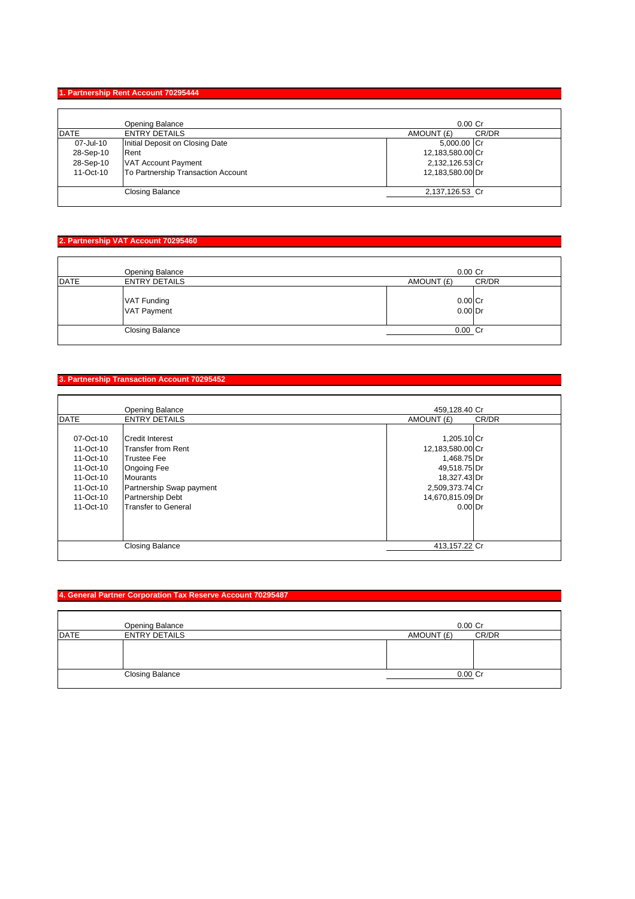## 1. Partnership Rent Account 70295444

| DATE | ENTRY DETAILS | AMOUNT (£) | CR/DR |
|---|---|---|---|
| | Opening Balance | 0.00 | Cr |
| 07-Jul-10 | Initial Deposit on Closing Date | 5,000.00 | Cr |
| 28-Sep-10 | Rent | 12,183,580.00 | Cr |
| 28-Sep-10 | VAT Account Payment | 2,132,126.53 | Cr |
| 11-Oct-10 | To Partnership Transaction Account | 12,183,580.00 | Dr |
| | Closing Balance | 2,137,126.53 | Cr |

## 2. Partnership VAT Account 70295460

| DATE | ENTRY DETAILS | AMOUNT (£) | CR/DR |
|---|---|---|---|
| | Opening Balance | 0.00 | Cr |
| | VAT Funding | 0.00 | Cr |
| | VAT Payment | 0.00 | Dr |
| | Closing Balance | 0.00 | Cr |

## 3. Partnership Transaction Account 70295452

| DATE | ENTRY DETAILS | AMOUNT (£) | CR/DR |
|---|---|---|---|
| | Opening Balance | 459,128.40 | Cr |
| 07-Oct-10 | Credit Interest | 1,205.10 | Cr |
| 11-Oct-10 | Transfer from Rent | 12,183,580.00 | Cr |
| 11-Oct-10 | Trustee Fee | 1,468.75 | Dr |
| 11-Oct-10 | Ongoing Fee | 49,518.75 | Dr |
| 11-Oct-10 | Mourants | 18,327.43 | Dr |
| 11-Oct-10 | Partnership Swap payment | 2,509,373.74 | Cr |
| 11-Oct-10 | Partnership Debt | 14,670,815.09 | Dr |
| 11-Oct-10 | Transfer to General | 0.00 | Dr |
| | Closing Balance | 413,157.22 | Cr |

## 4. General Partner Corporation Tax Reserve Account 70295487

| DATE | ENTRY DETAILS | AMOUNT (£) | CR/DR |
|---|---|---|---|
| | Opening Balance | 0.00 | Cr |
| | Closing Balance | 0.00 | Cr |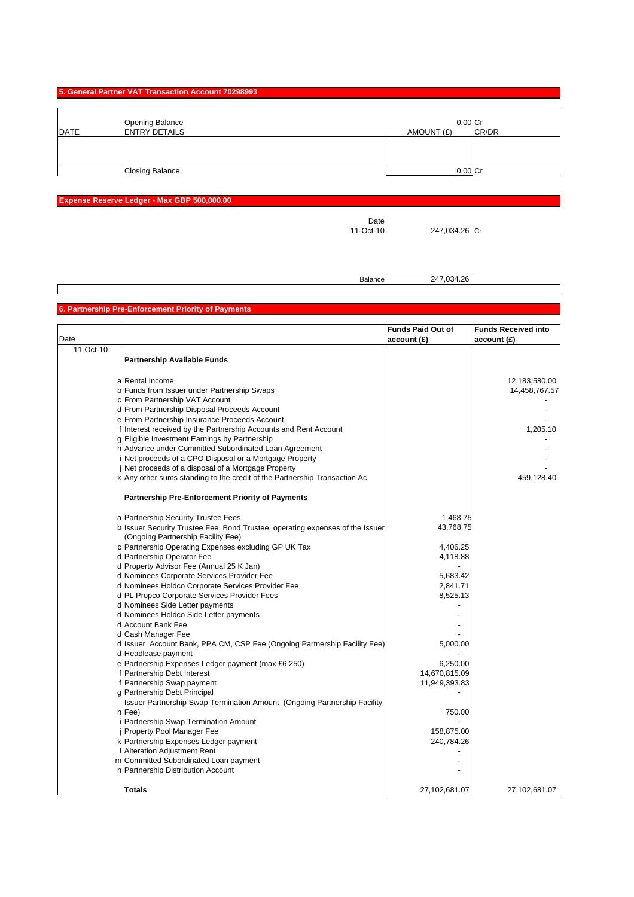## 5. General Partner VAT Transaction Account 70298993

| DATE | ENTRY DETAILS | AMOUNT (£) | CR/DR |
|---|---|---|---|
| | Opening Balance | 0.00 | Cr |
| | | | |
| | Closing Balance | 0.00 | Cr |

## Expense Reserve Ledger - Max GBP 500,000.00

| | Date | | |
|---|---|---|---|
| | 11-Oct-10 | 247,034.26 | Cr |
| | Balance | 247,034.26 | |

## 6. Partnership Pre-Enforcement Priority of Payments

| Date | | | Funds Paid Out of account (£) | Funds Received into account (£) |
|---|---|---|---|---|
| 11-Oct-10 | | **Partnership Available Funds** | | |
| | a | Rental Income | | 12,183,580.00 |
| | b | Funds from Issuer under Partnership Swaps | | 14,458,767.57 |
| | c | From Partnership VAT Account | | - |
| | d | From Partnership Disposal Proceeds Account | | - |
| | e | From Partnership Insurance Proceeds Account | | - |
| | f | Interest received by the Partnership Accounts and Rent Account | | 1,205.10 |
| | g | Eligible Investment Earnings by Partnership | | - |
| | h | Advance under Committed Subordinated Loan Agreement | | - |
| | i | Net proceeds of a CPO Disposal or a Mortgage Property | | - |
| | j | Net proceeds of a disposal of a Mortgage Property | | - |
| | k | Any other sums standing to the credit of the Partnership Transaction Ac | | 459,128.40 |
| | | **Partnership Pre-Enforcement Priority of Payments** | | |
| | a | Partnership Security Trustee Fees | 1,468.75 | |
| | b | Issuer Security Trustee Fee, Bond Trustee, operating expenses of the Issuer (Ongoing Partnership Facility Fee) | 43,768.75 | |
| | c | Partnership Operating Expenses excluding GP UK Tax | 4,406.25 | |
| | d | Partnership Operator Fee | 4,118.88 | |
| | d | Property Advisor Fee (Annual 25 K Jan) | - | |
| | d | Nominees Corporate Services Provider Fee | 5,683.42 | |
| | d | Nominees Holdco Corporate Services Provider Fee | 2,841.71 | |
| | d | PL Propco Corporate Services Provider Fees | 8,525.13 | |
| | d | Nominees Side Letter payments | - | |
| | d | Nominees Holdco Side Letter payments | - | |
| | d | Account Bank Fee | - | |
| | d | Cash Manager Fee | - | |
| | d | Issuer Account Bank, PPA CM, CSP Fee (Ongoing Partnership Facility Fee) | 5,000.00 | |
| | d | Headlease payment | - | |
| | e | Partnership Expenses Ledger payment (max £6,250) | 6,250.00 | |
| | f | Partnership Debt Interest | 14,670,815.09 | |
| | f | Partnership Swap payment | 11,949,393.83 | |
| | g | Partnership Debt Principal | - | |
| | h | Issuer Partnership Swap Termination Amount (Ongoing Partnership Facility Fee) | 750.00 | |
| | i | Partnership Swap Termination Amount | - | |
| | j | Property Pool Manager Fee | 158,875.00 | |
| | k | Partnership Expenses Ledger payment | 240,784.26 | |
| | l | Alteration Adjustment Rent | - | |
| | m | Committed Subordinated Loan payment | - | |
| | n | Partnership Distribution Account | - | |
| | | **Totals** | 27,102,681.07 | 27,102,681.07 |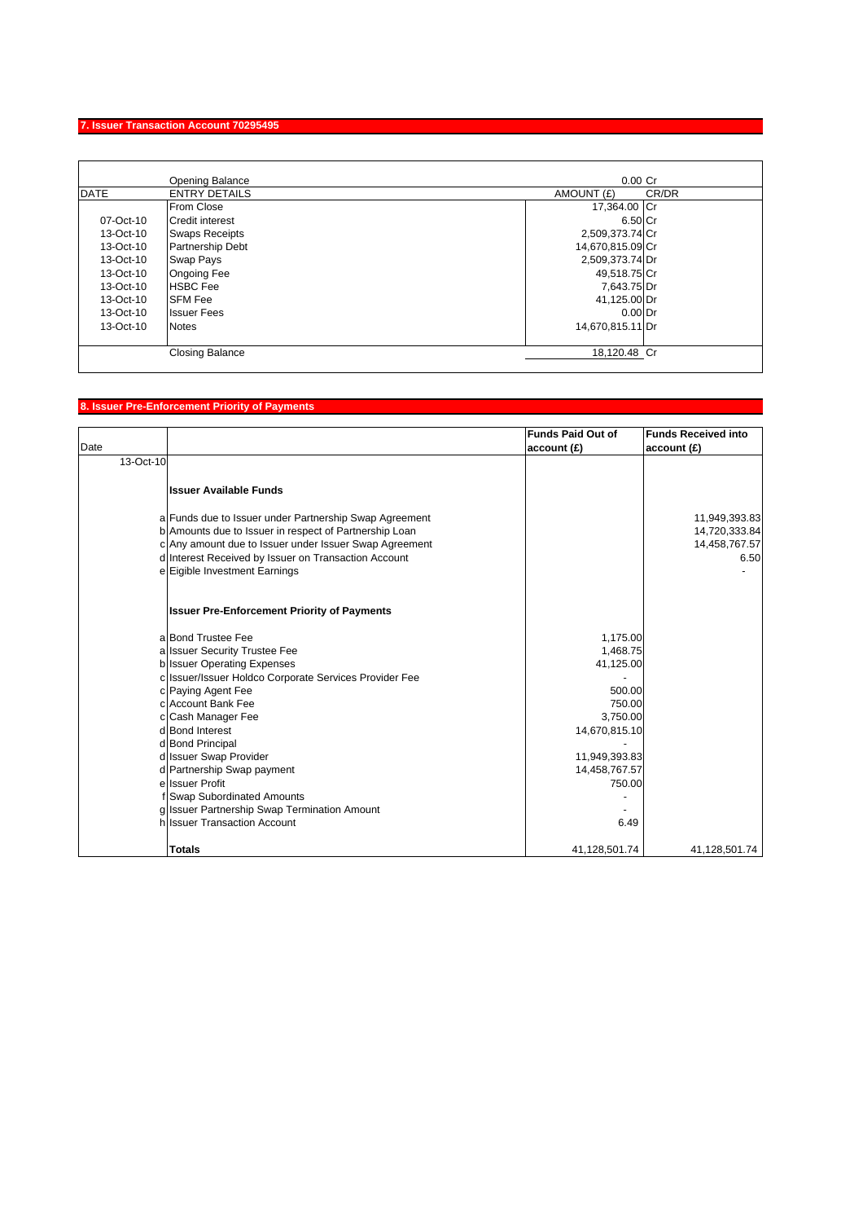## 7. Issuer Transaction Account 70295495

| DATE | ENTRY DETAILS | AMOUNT (£) | CR/DR |
|---|---|---|---|
| | Opening Balance | 0.00 | Cr |
| | From Close | 17,364.00 | Cr |
| 07-Oct-10 | Credit interest | 6.50 | Cr |
| 13-Oct-10 | Swaps Receipts | 2,509,373.74 | Cr |
| 13-Oct-10 | Partnership Debt | 14,670,815.09 | Cr |
| 13-Oct-10 | Swap Pays | 2,509,373.74 | Dr |
| 13-Oct-10 | Ongoing Fee | 49,518.75 | Cr |
| 13-Oct-10 | HSBC Fee | 7,643.75 | Dr |
| 13-Oct-10 | SFM Fee | 41,125.00 | Dr |
| 13-Oct-10 | Issuer Fees | 0.00 | Dr |
| 13-Oct-10 | Notes | 14,670,815.11 | Dr |
| | Closing Balance | 18,120.48 | Cr |

## 8. Issuer Pre-Enforcement Priority of Payments

| Date | | | Funds Paid Out of account (£) | Funds Received into account (£) |
|---|---|---|---|---|
| 13-Oct-10 | | | | |
| | | **Issuer Available Funds** | | |
| | a | Funds due to Issuer under Partnership Swap Agreement | | 11,949,393.83 |
| | b | Amounts due to Issuer in respect of Partnership Loan | | 14,720,333.84 |
| | c | Any amount due to Issuer under Issuer Swap Agreement | | 14,458,767.57 |
| | d | Interest Received by Issuer on Transaction Account | | 6.50 |
| | e | Eigible Investment Earnings | | - |
| | | **Issuer Pre-Enforcement Priority of Payments** | | |
| | a | Bond Trustee Fee | 1,175.00 | |
| | a | Issuer Security Trustee Fee | 1,468.75 | |
| | b | Issuer Operating Expenses | 41,125.00 | |
| | c | Issuer/Issuer Holdco Corporate Services Provider Fee | - | |
| | c | Paying Agent Fee | 500.00 | |
| | c | Account Bank Fee | 750.00 | |
| | c | Cash Manager Fee | 3,750.00 | |
| | d | Bond Interest | 14,670,815.10 | |
| | d | Bond Principal | - | |
| | d | Issuer Swap Provider | 11,949,393.83 | |
| | d | Partnership Swap payment | 14,458,767.57 | |
| | e | Issuer Profit | 750.00 | |
| | f | Swap Subordinated Amounts | - | |
| | g | Issuer Partnership Swap Termination Amount | - | |
| | h | Issuer Transaction Account | 6.49 | |
| | | **Totals** | 41,128,501.74 | 41,128,501.74 |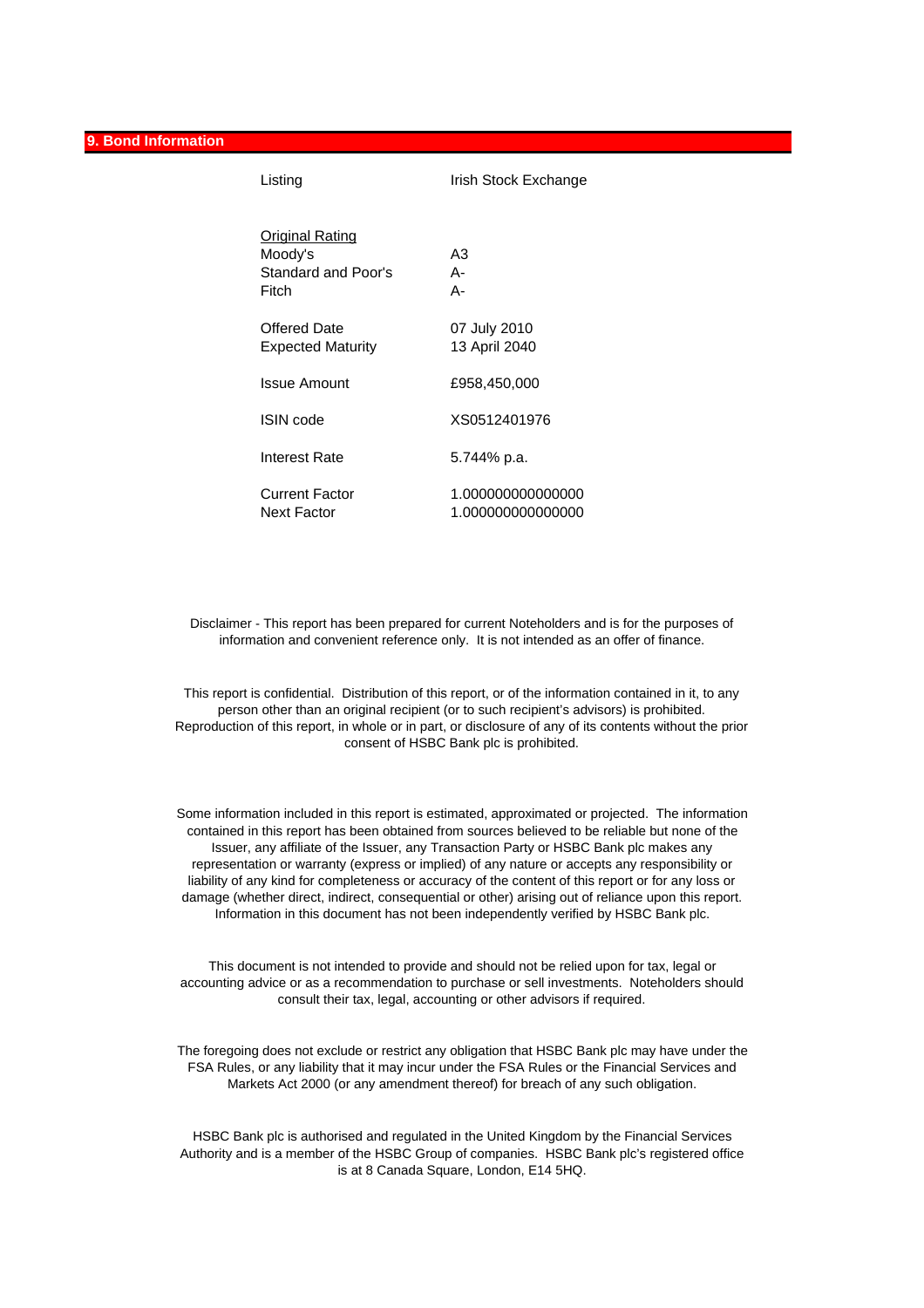## 9. Bond Information

| | |
|---|---|
| Listing | Irish Stock Exchange |
| Original Rating | |
| Moody's | A3 |
| Standard and Poor's | A- |
| Fitch | A- |
| Offered Date | 07 July 2010 |
| Expected Maturity | 13 April 2040 |
| Issue Amount | £958,450,000 |
| ISIN code | XS0512401976 |
| Interest Rate | 5.744% p.a. |
| Current Factor | 1.000000000000000 |
| Next Factor | 1.000000000000000 |

Disclaimer - This report has been prepared for current Noteholders and is for the purposes of information and convenient reference only. It is not intended as an offer of finance.

This report is confidential. Distribution of this report, or of the information contained in it, to any person other than an original recipient (or to such recipient's advisors) is prohibited. Reproduction of this report, in whole or in part, or disclosure of any of its contents without the prior consent of HSBC Bank plc is prohibited.

Some information included in this report is estimated, approximated or projected. The information contained in this report has been obtained from sources believed to be reliable but none of the Issuer, any affiliate of the Issuer, any Transaction Party or HSBC Bank plc makes any representation or warranty (express or implied) of any nature or accepts any responsibility or liability of any kind for completeness or accuracy of the content of this report or for any loss or damage (whether direct, indirect, consequential or other) arising out of reliance upon this report. Information in this document has not been independently verified by HSBC Bank plc.

This document is not intended to provide and should not be relied upon for tax, legal or accounting advice or as a recommendation to purchase or sell investments. Noteholders should consult their tax, legal, accounting or other advisors if required.

The foregoing does not exclude or restrict any obligation that HSBC Bank plc may have under the FSA Rules, or any liability that it may incur under the FSA Rules or the Financial Services and Markets Act 2000 (or any amendment thereof) for breach of any such obligation.

HSBC Bank plc is authorised and regulated in the United Kingdom by the Financial Services Authority and is a member of the HSBC Group of companies. HSBC Bank plc's registered office is at 8 Canada Square, London, E14 5HQ.